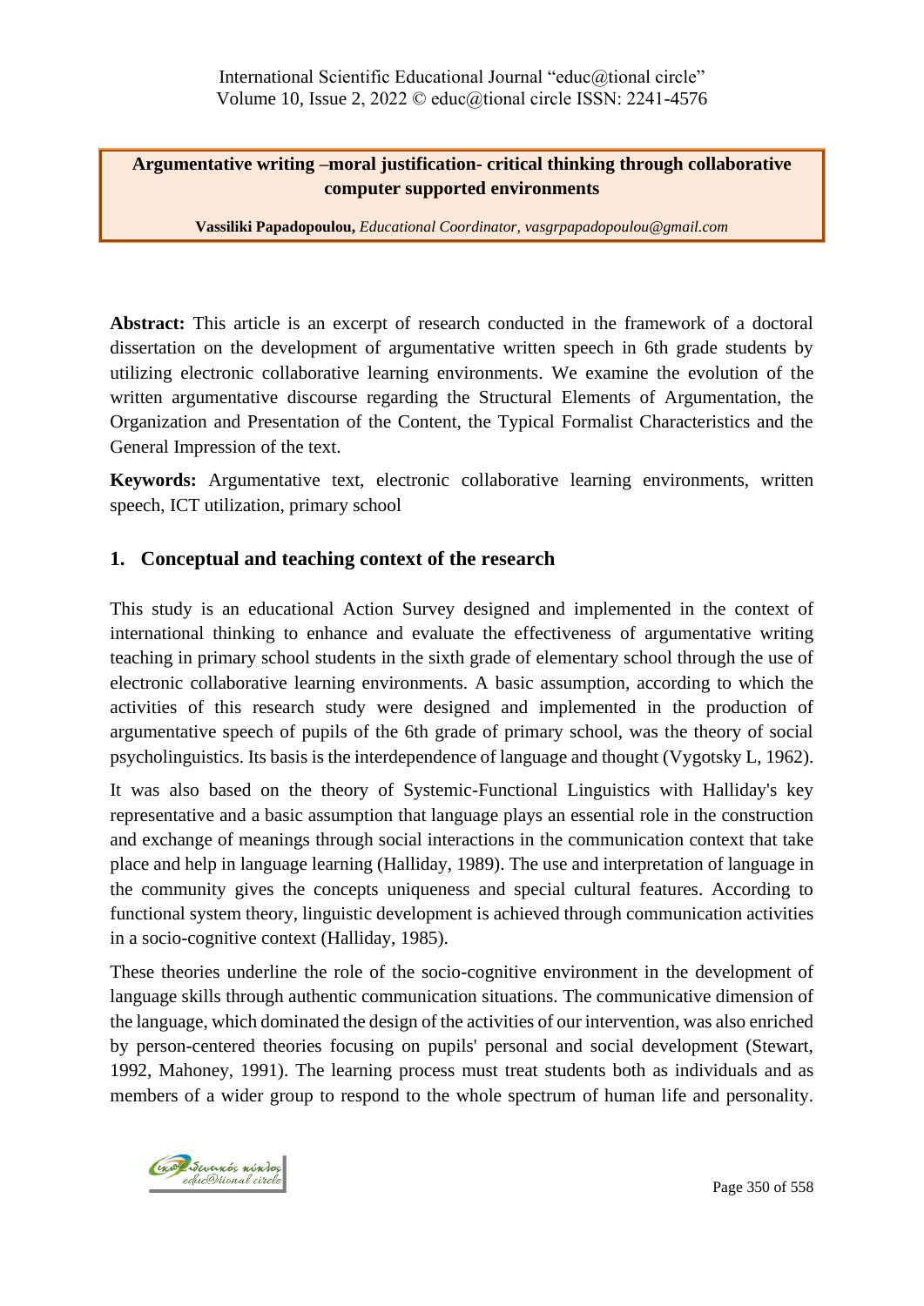**Argumentative writing –moral justification- critical thinking through collaborative computer supported environments**

**Vassiliki Papadopoulou,** *Educational Coordinator, vasgrpapadopoulou@gmail.com*

**Abstract:** This article is an excerpt of research conducted in the framework of a doctoral dissertation on the development of argumentative written speech in 6th grade students by utilizing electronic collaborative learning environments. We examine the evolution of the written argumentative discourse regarding the Structural Elements of Argumentation, the Organization and Presentation of the Content, the Typical Formalist Characteristics and the General Impression of the text.

**Keywords:** Argumentative text, electronic collaborative learning environments, written speech, ICT utilization, primary school

## 1. Conceptual and teaching context of the research

This study is an educational Action Survey designed and implemented in the context of international thinking to enhance and evaluate the effectiveness of argumentative writing teaching in primary school students in the sixth grade of elementary school through the use of electronic collaborative learning environments. A basic assumption, according to which the activities of this research study were designed and implemented in the production of argumentative speech of pupils of the 6th grade of primary school, was the theory of social psycholinguistics. Its basis is the interdependence of language and thought (Vygotsky L, 1962).

It was also based on the theory of Systemic-Functional Linguistics with Halliday's key representative and a basic assumption that language plays an essential role in the construction and exchange of meanings through social interactions in the communication context that take place and help in language learning (Halliday, 1989). The use and interpretation of language in the community gives the concepts uniqueness and special cultural features. According to functional system theory, linguistic development is achieved through communication activities in a socio-cognitive context (Halliday, 1985).

These theories underline the role of the socio-cognitive environment in the development of language skills through authentic communication situations. The communicative dimension of the language, which dominated the design of the activities of our intervention, was also enriched by person-centered theories focusing on pupils' personal and social development (Stewart, 1992, Mahoney, 1991). The learning process must treat students both as individuals and as members of a wider group to respond to the whole spectrum of human life and personality.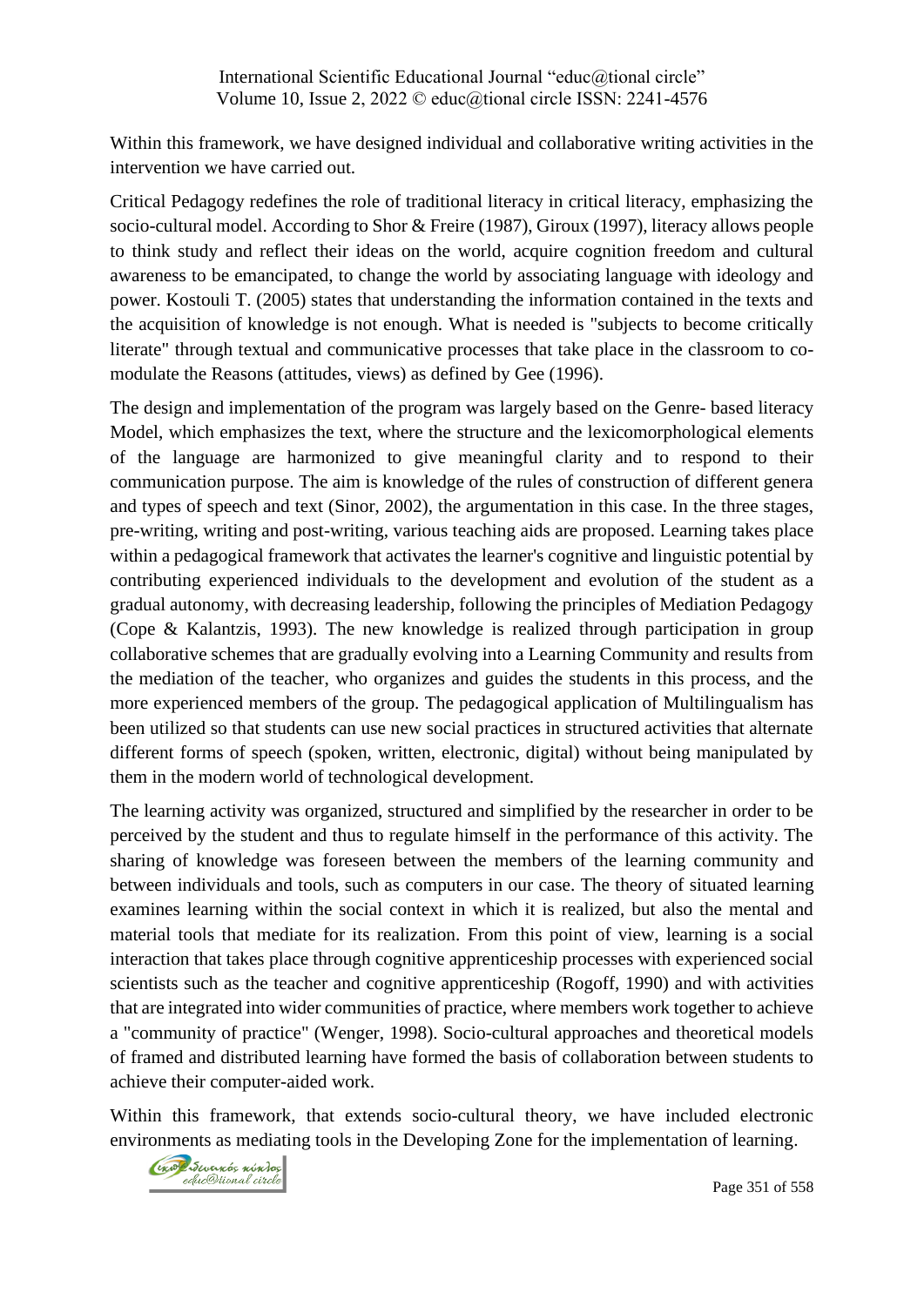Within this framework, we have designed individual and collaborative writing activities in the intervention we have carried out.

Critical Pedagogy redefines the role of traditional literacy in critical literacy, emphasizing the socio-cultural model. According to Shor & Freire (1987), Giroux (1997), literacy allows people to think study and reflect their ideas on the world, acquire cognition freedom and cultural awareness to be emancipated, to change the world by associating language with ideology and power. Kostouli T. (2005) states that understanding the information contained in the texts and the acquisition of knowledge is not enough. What is needed is "subjects to become critically literate" through textual and communicative processes that take place in the classroom to co-modulate the Reasons (attitudes, views) as defined by Gee (1996).

The design and implementation of the program was largely based on the Genre- based literacy Model, which emphasizes the text, where the structure and the lexicomorphological elements of the language are harmonized to give meaningful clarity and to respond to their communication purpose. The aim is knowledge of the rules of construction of different genera and types of speech and text (Sinor, 2002), the argumentation in this case. In the three stages, pre-writing, writing and post-writing, various teaching aids are proposed. Learning takes place within a pedagogical framework that activates the learner's cognitive and linguistic potential by contributing experienced individuals to the development and evolution of the student as a gradual autonomy, with decreasing leadership, following the principles of Mediation Pedagogy (Cope & Kalantzis, 1993). The new knowledge is realized through participation in group collaborative schemes that are gradually evolving into a Learning Community and results from the mediation of the teacher, who organizes and guides the students in this process, and the more experienced members of the group. The pedagogical application of Multilingualism has been utilized so that students can use new social practices in structured activities that alternate different forms of speech (spoken, written, electronic, digital) without being manipulated by them in the modern world of technological development.

The learning activity was organized, structured and simplified by the researcher in order to be perceived by the student and thus to regulate himself in the performance of this activity. The sharing of knowledge was foreseen between the members of the learning community and between individuals and tools, such as computers in our case. The theory of situated learning examines learning within the social context in which it is realized, but also the mental and material tools that mediate for its realization. From this point of view, learning is a social interaction that takes place through cognitive apprenticeship processes with experienced social scientists such as the teacher and cognitive apprenticeship (Rogoff, 1990) and with activities that are integrated into wider communities of practice, where members work together to achieve a "community of practice" (Wenger, 1998). Socio-cultural approaches and theoretical models of framed and distributed learning have formed the basis of collaboration between students to achieve their computer-aided work.

Within this framework, that extends socio-cultural theory, we have included electronic environments as mediating tools in the Developing Zone for the implementation of learning.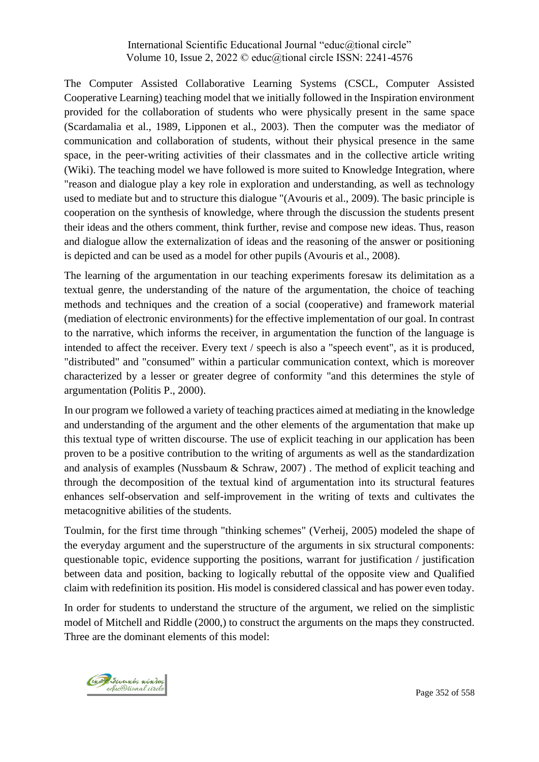The Computer Assisted Collaborative Learning Systems (CSCL, Computer Assisted Cooperative Learning) teaching model that we initially followed in the Inspiration environment provided for the collaboration of students who were physically present in the same space (Scardamalia et al., 1989, Lipponen et al., 2003). Then the computer was the mediator of communication and collaboration of students, without their physical presence in the same space, in the peer-writing activities of their classmates and in the collective article writing (Wiki). The teaching model we have followed is more suited to Knowledge Integration, where "reason and dialogue play a key role in exploration and understanding, as well as technology used to mediate but and to structure this dialogue "(Avouris et al., 2009). The basic principle is cooperation on the synthesis of knowledge, where through the discussion the students present their ideas and the others comment, think further, revise and compose new ideas. Thus, reason and dialogue allow the externalization of ideas and the reasoning of the answer or positioning is depicted and can be used as a model for other pupils (Avouris et al., 2008).

The learning of the argumentation in our teaching experiments foresaw its delimitation as a textual genre, the understanding of the nature of the argumentation, the choice of teaching methods and techniques and the creation of a social (cooperative) and framework material (mediation of electronic environments) for the effective implementation of our goal. In contrast to the narrative, which informs the receiver, in argumentation the function of the language is intended to affect the receiver. Every text / speech is also a "speech event", as it is produced, "distributed" and "consumed" within a particular communication context, which is moreover characterized by a lesser or greater degree of conformity "and this determines the style of argumentation (Politis P., 2000).

In our program we followed a variety of teaching practices aimed at mediating in the knowledge and understanding of the argument and the other elements of the argumentation that make up this textual type of written discourse. The use of explicit teaching in our application has been proven to be a positive contribution to the writing of arguments as well as the standardization and analysis of examples (Nussbaum & Schraw, 2007) . The method of explicit teaching and through the decomposition of the textual kind of argumentation into its structural features enhances self-observation and self-improvement in the writing of texts and cultivates the metacognitive abilities of the students.

Toulmin, for the first time through "thinking schemes" (Verheij, 2005) modeled the shape of the everyday argument and the superstructure of the arguments in six structural components: questionable topic, evidence supporting the positions, warrant for justification / justification between data and position, backing to logically rebuttal of the opposite view and Qualified claim with redefinition its position. His model is considered classical and has power even today.

In order for students to understand the structure of the argument, we relied on the simplistic model of Mitchell and Riddle (2000,) to construct the arguments on the maps they constructed. Three are the dominant elements of this model: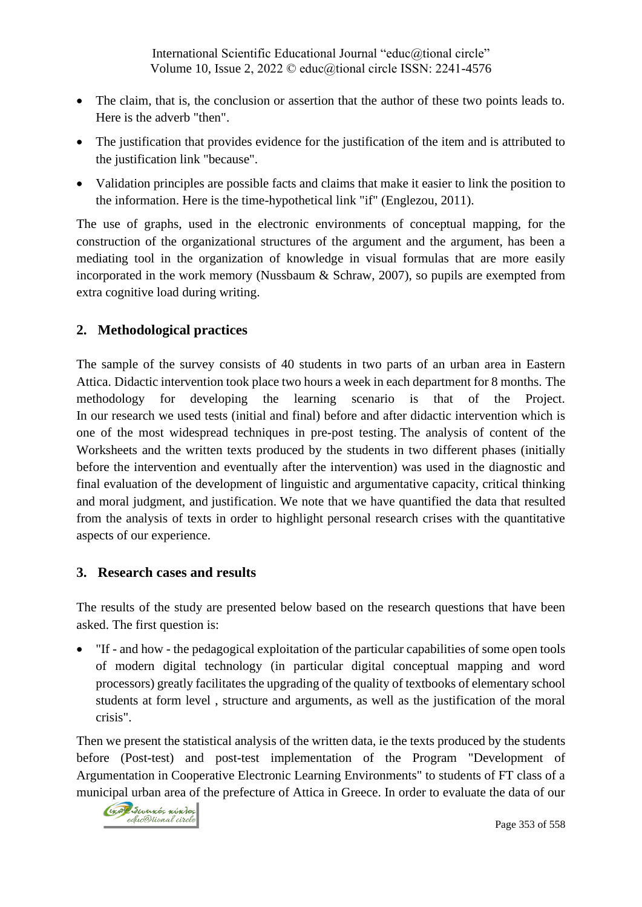- The claim, that is, the conclusion or assertion that the author of these two points leads to. Here is the adverb "then".
- The justification that provides evidence for the justification of the item and is attributed to the justification link "because".
- Validation principles are possible facts and claims that make it easier to link the position to the information. Here is the time-hypothetical link "if" (Englezou, 2011).

The use of graphs, used in the electronic environments of conceptual mapping, for the construction of the organizational structures of the argument and the argument, has been a mediating tool in the organization of knowledge in visual formulas that are more easily incorporated in the work memory (Nussbaum & Schraw, 2007), so pupils are exempted from extra cognitive load during writing.

## 2. Methodological practices

The sample of the survey consists of 40 students in two parts of an urban area in Eastern Attica. Didactic intervention took place two hours a week in each department for 8 months. The methodology for developing the learning scenario is that of the Project. In our research we used tests (initial and final) before and after didactic intervention which is one of the most widespread techniques in pre-post testing. The analysis of content of the Worksheets and the written texts produced by the students in two different phases (initially before the intervention and eventually after the intervention) was used in the diagnostic and final evaluation of the development of linguistic and argumentative capacity, critical thinking and moral judgment, and justification. We note that we have quantified the data that resulted from the analysis of texts in order to highlight personal research crises with the quantitative aspects of our experience.

## 3. Research cases and results

The results of the study are presented below based on the research questions that have been asked. The first question is:

- "If - and how - the pedagogical exploitation of the particular capabilities of some open tools of modern digital technology (in particular digital conceptual mapping and word processors) greatly facilitates the upgrading of the quality of textbooks of elementary school students at form level , structure and arguments, as well as the justification of the moral crisis".

Then we present the statistical analysis of the written data, ie the texts produced by the students before (Post-test) and post-test implementation of the Program "Development of Argumentation in Cooperative Electronic Learning Environments" to students of FT class of a municipal urban area of the prefecture of Attica in Greece. In order to evaluate the data of our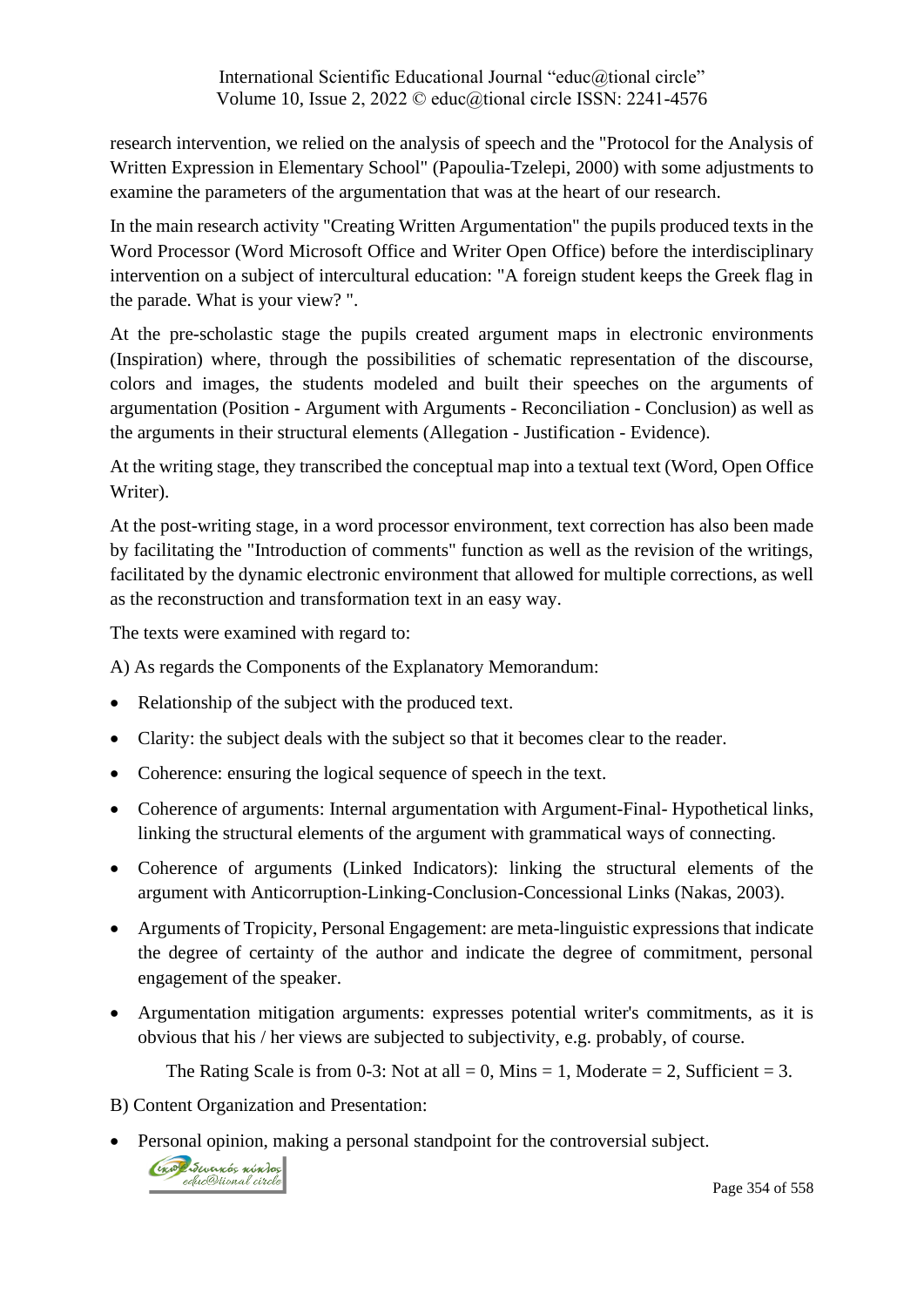research intervention, we relied on the analysis of speech and the "Protocol for the Analysis of Written Expression in Elementary School" (Papoulia-Tzelepi, 2000) with some adjustments to examine the parameters of the argumentation that was at the heart of our research.

In the main research activity "Creating Written Argumentation" the pupils produced texts in the Word Processor (Word Microsoft Office and Writer Open Office) before the interdisciplinary intervention on a subject of intercultural education: "A foreign student keeps the Greek flag in the parade. What is your view? ".

At the pre-scholastic stage the pupils created argument maps in electronic environments (Inspiration) where, through the possibilities of schematic representation of the discourse, colors and images, the students modeled and built their speeches on the arguments of argumentation (Position - Argument with Arguments - Reconciliation - Conclusion) as well as the arguments in their structural elements (Allegation - Justification - Evidence).

At the writing stage, they transcribed the conceptual map into a textual text (Word, Open Office Writer).

At the post-writing stage, in a word processor environment, text correction has also been made by facilitating the "Introduction of comments" function as well as the revision of the writings, facilitated by the dynamic electronic environment that allowed for multiple corrections, as well as the reconstruction and transformation text in an easy way.

The texts were examined with regard to:

A) As regards the Components of the Explanatory Memorandum:

- Relationship of the subject with the produced text.
- Clarity: the subject deals with the subject so that it becomes clear to the reader.
- Coherence: ensuring the logical sequence of speech in the text.
- Coherence of arguments: Internal argumentation with Argument-Final- Hypothetical links, linking the structural elements of the argument with grammatical ways of connecting.
- Coherence of arguments (Linked Indicators): linking the structural elements of the argument with Anticorruption-Linking-Conclusion-Concessional Links (Nakas, 2003).
- Arguments of Tropicity, Personal Engagement: are meta-linguistic expressions that indicate the degree of certainty of the author and indicate the degree of commitment, personal engagement of the speaker.
- Argumentation mitigation arguments: expresses potential writer's commitments, as it is obvious that his / her views are subjected to subjectivity, e.g. probably, of course.

The Rating Scale is from 0-3: Not at all = 0, Mins = 1, Moderate = 2, Sufficient = 3.

B) Content Organization and Presentation:

- Personal opinion, making a personal standpoint for the controversial subject.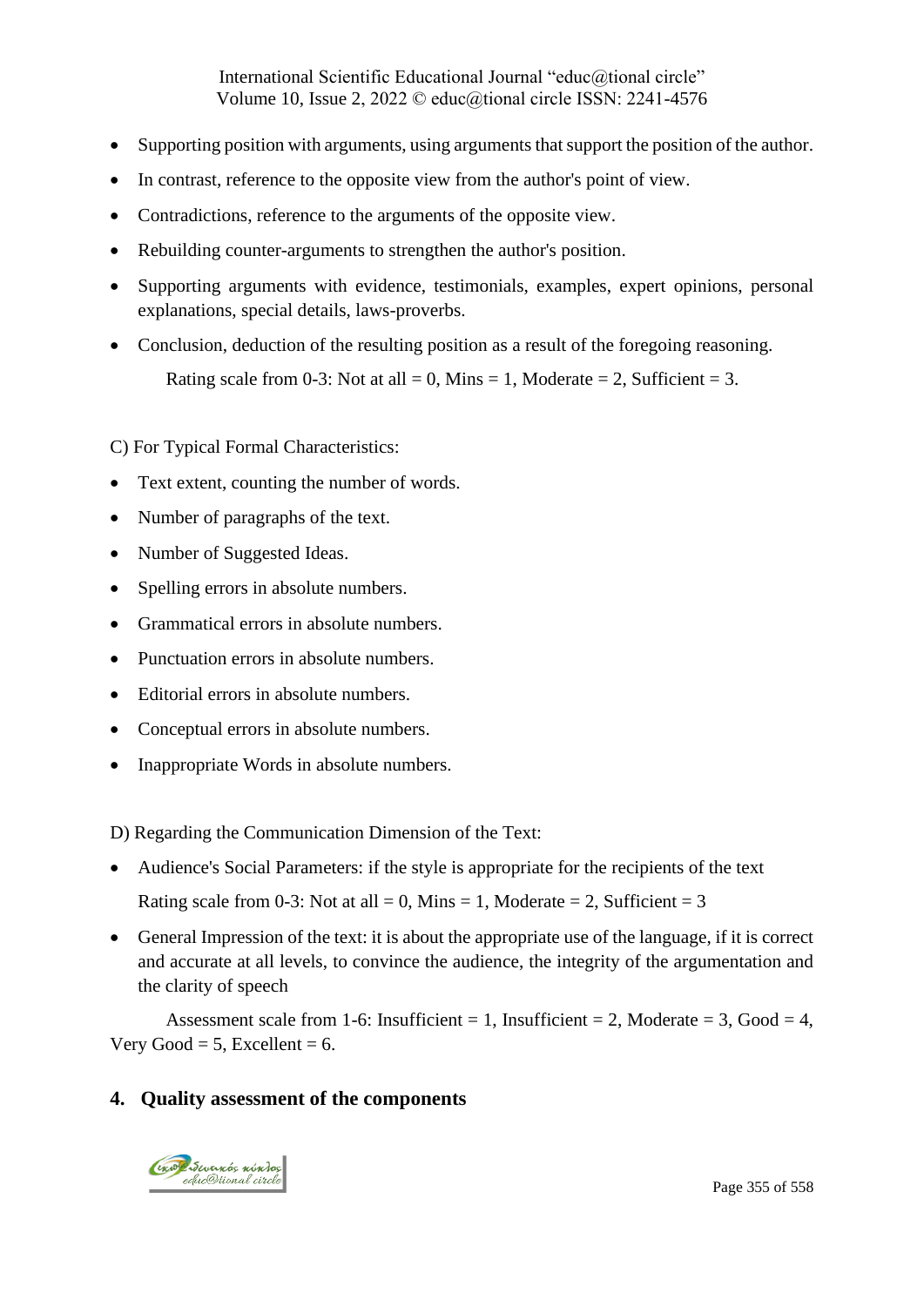- Supporting position with arguments, using arguments that support the position of the author.
- In contrast, reference to the opposite view from the author's point of view.
- Contradictions, reference to the arguments of the opposite view.
- Rebuilding counter-arguments to strengthen the author's position.
- Supporting arguments with evidence, testimonials, examples, expert opinions, personal explanations, special details, laws-proverbs.
- Conclusion, deduction of the resulting position as a result of the foregoing reasoning.

  Rating scale from 0-3: Not at all = 0, Mins = 1, Moderate = 2, Sufficient = 3.

C) For Typical Formal Characteristics:

- Text extent, counting the number of words.
- Number of paragraphs of the text.
- Number of Suggested Ideas.
- Spelling errors in absolute numbers.
- Grammatical errors in absolute numbers.
- Punctuation errors in absolute numbers.
- Editorial errors in absolute numbers.
- Conceptual errors in absolute numbers.
- Inappropriate Words in absolute numbers.

D) Regarding the Communication Dimension of the Text:

- Audience's Social Parameters: if the style is appropriate for the recipients of the text

  Rating scale from 0-3: Not at all = 0, Mins = 1, Moderate = 2, Sufficient = 3
- General Impression of the text: it is about the appropriate use of the language, if it is correct and accurate at all levels, to convince the audience, the integrity of the argumentation and the clarity of speech

Assessment scale from 1-6: Insufficient = 1, Insufficient = 2, Moderate = 3, Good = 4, Very Good = 5, Excellent = 6.

## 4. Quality assessment of the components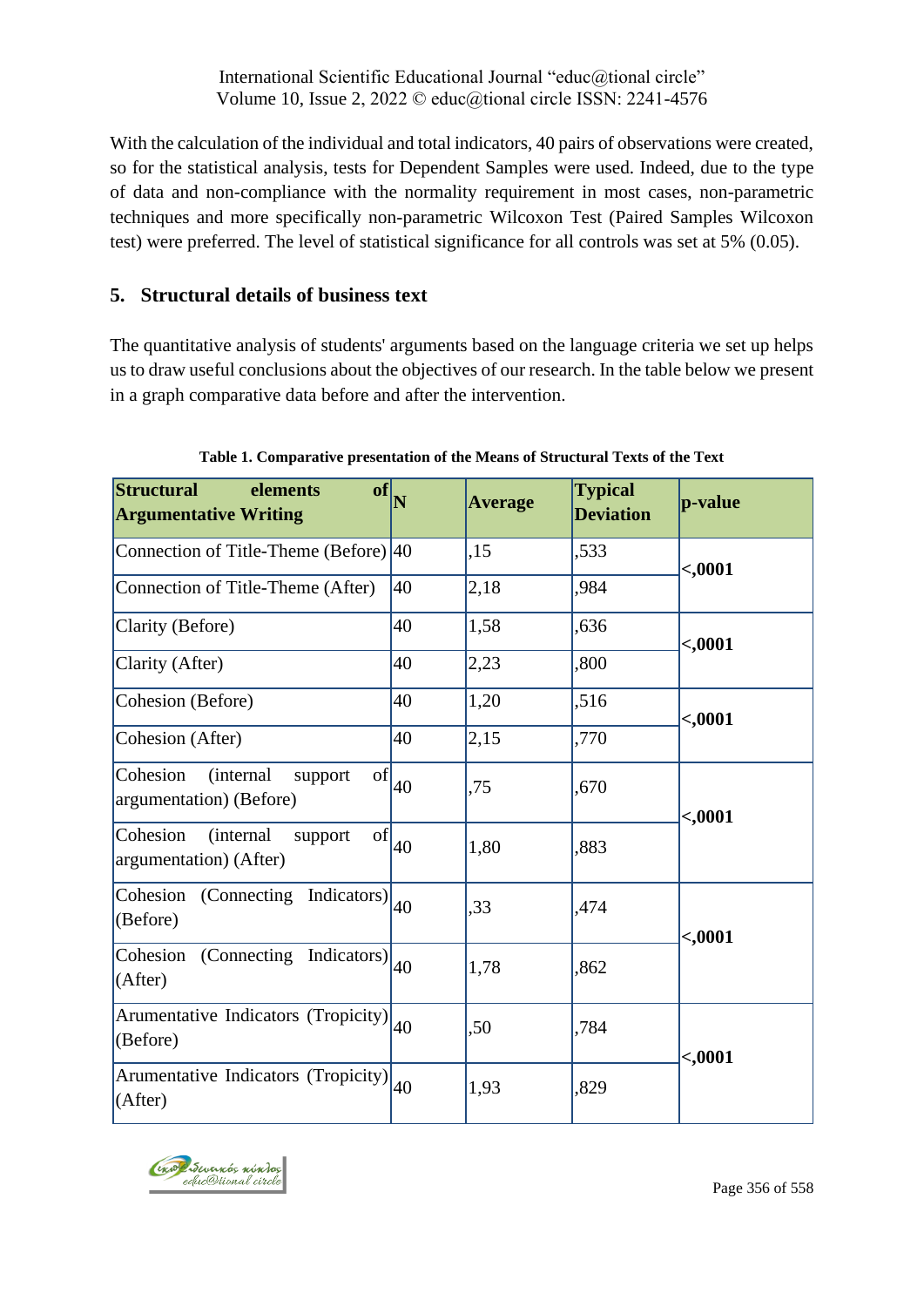With the calculation of the individual and total indicators, 40 pairs of observations were created, so for the statistical analysis, tests for Dependent Samples were used. Indeed, due to the type of data and non-compliance with the normality requirement in most cases, non-parametric techniques and more specifically non-parametric Wilcoxon Test (Paired Samples Wilcoxon test) were preferred. The level of statistical significance for all controls was set at 5% (0.05).

## 5. Structural details of business text

The quantitative analysis of students' arguments based on the language criteria we set up helps us to draw useful conclusions about the objectives of our research. In the table below we present in a graph comparative data before and after the intervention.

**Table 1. Comparative presentation of the Means of Structural Texts of the Text**

| Structural elements of Argumentative Writing | N | Average | Typical Deviation | p-value |
|---|---|---|---|---|
| Connection of Title-Theme (Before) | 40 | ,15 | ,533 | **<,0001** |
| Connection of Title-Theme (After) | 40 | 2,18 | ,984 | |
| Clarity (Before) | 40 | 1,58 | ,636 | **<,0001** |
| Clarity (After) | 40 | 2,23 | ,800 | |
| Cohesion (Before) | 40 | 1,20 | ,516 | **<,0001** |
| Cohesion (After) | 40 | 2,15 | ,770 | |
| Cohesion (internal support of argumentation) (Before) | 40 | ,75 | ,670 | **<,0001** |
| Cohesion (internal support of argumentation) (After) | 40 | 1,80 | ,883 | |
| Cohesion (Connecting Indicators) (Before) | 40 | ,33 | ,474 | **<,0001** |
| Cohesion (Connecting Indicators) (After) | 40 | 1,78 | ,862 | |
| Arumentative Indicators (Tropicity) (Before) | 40 | ,50 | ,784 | **<,0001** |
| Arumentative Indicators (Tropicity) (After) | 40 | 1,93 | ,829 | |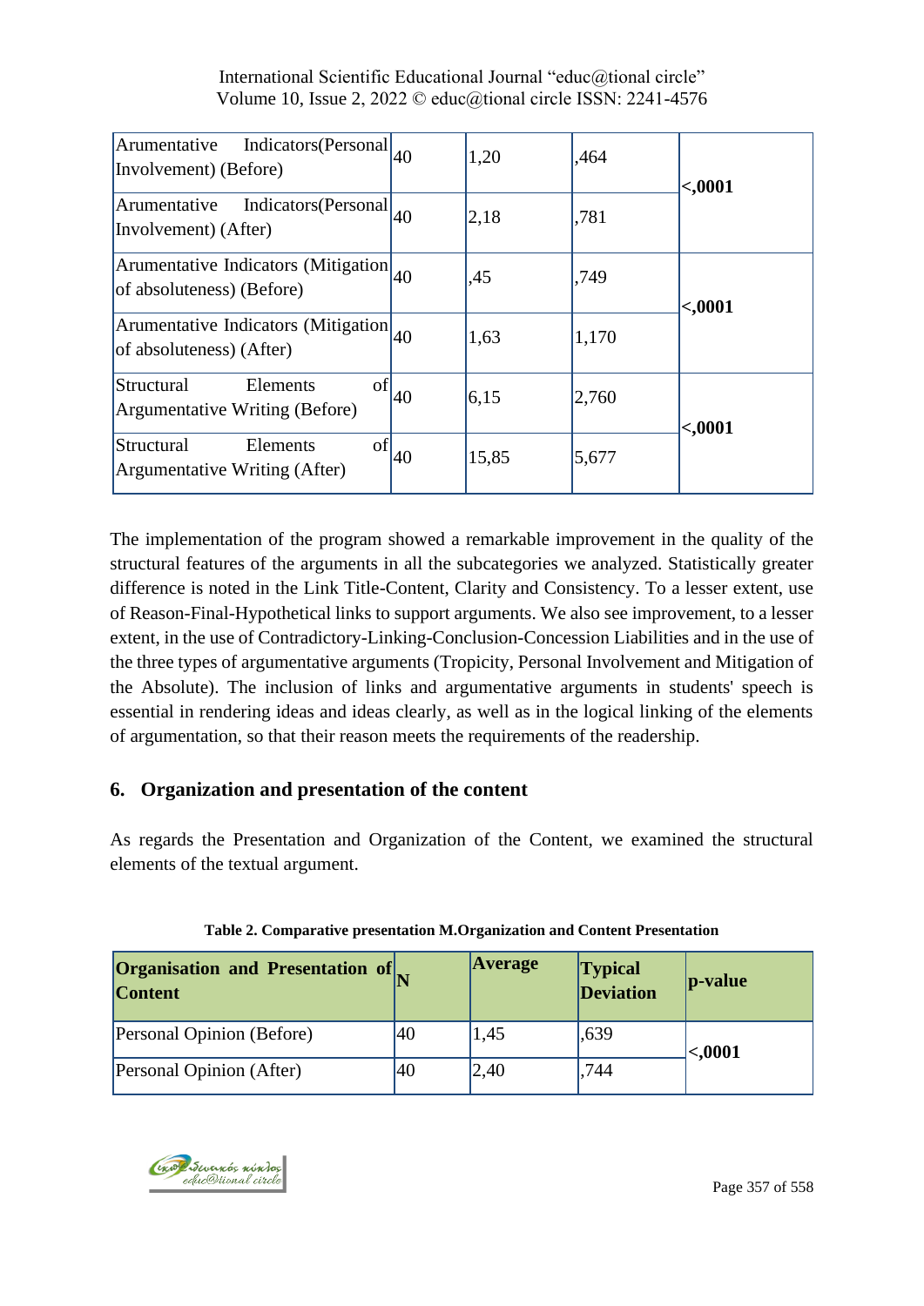| | | | | |
|---|---|---|---|---|
| Arumentative Indicators(Personal Involvement) (Before) | 40 | 1,20 | ,464 | <,0001 |
| Arumentative Indicators(Personal Involvement) (After) | 40 | 2,18 | ,781 | |
| Arumentative Indicators (Mitigation of absoluteness) (Before) | 40 | ,45 | ,749 | <,0001 |
| Arumentative Indicators (Mitigation of absoluteness) (After) | 40 | 1,63 | 1,170 | |
| Structural Elements of Argumentative Writing (Before) | 40 | 6,15 | 2,760 | <,0001 |
| Structural Elements of Argumentative Writing (After) | 40 | 15,85 | 5,677 | |

The implementation of the program showed a remarkable improvement in the quality of the structural features of the arguments in all the subcategories we analyzed. Statistically greater difference is noted in the Link Title-Content, Clarity and Consistency. To a lesser extent, use of Reason-Final-Hypothetical links to support arguments. We also see improvement, to a lesser extent, in the use of Contradictory-Linking-Conclusion-Concession Liabilities and in the use of the three types of argumentative arguments (Tropicity, Personal Involvement and Mitigation of the Absolute). The inclusion of links and argumentative arguments in students' speech is essential in rendering ideas and ideas clearly, as well as in the logical linking of the elements of argumentation, so that their reason meets the requirements of the readership.

## 6. Organization and presentation of the content

As regards the Presentation and Organization of the Content, we examined the structural elements of the textual argument.

**Table 2. Comparative presentation M.Organization and Content Presentation**

| **Organisation and Presentation of Content** | **N** | **Average** | **Typical Deviation** | **p-value** |
|---|---|---|---|---|
| Personal Opinion (Before) | 40 | 1,45 | ,639 | <,0001 |
| Personal Opinion (After) | 40 | 2,40 | ,744 | |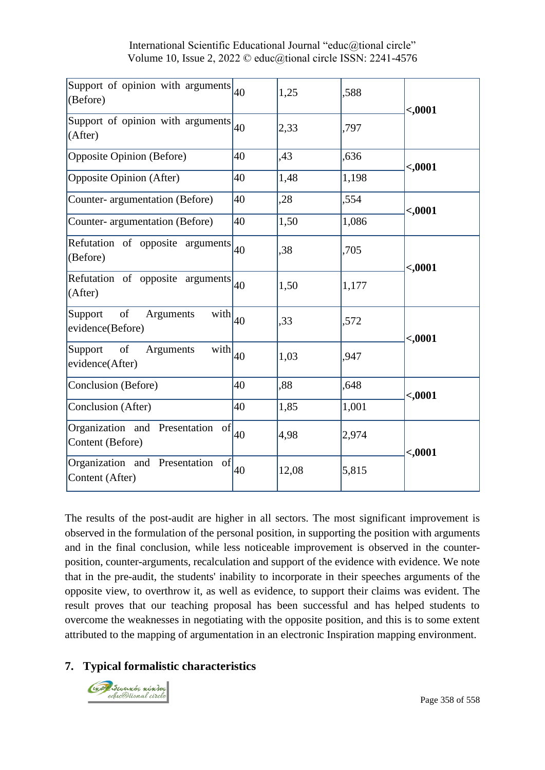| | | | | |
|---|---|---|---|---|
| Support of opinion with arguments (Before) | 40 | 1,25 | ,588 | **<,0001** |
| Support of opinion with arguments (After) | 40 | 2,33 | ,797 | |
| Opposite Opinion (Before) | 40 | ,43 | ,636 | **<,0001** |
| Opposite Opinion (After) | 40 | 1,48 | 1,198 | |
| Counter- argumentation (Before) | 40 | ,28 | ,554 | **<,0001** |
| Counter- argumentation (Before) | 40 | 1,50 | 1,086 | |
| Refutation of opposite arguments (Before) | 40 | ,38 | ,705 | **<,0001** |
| Refutation of opposite arguments (After) | 40 | 1,50 | 1,177 | |
| Support of Arguments with evidence(Before) | 40 | ,33 | ,572 | **<,0001** |
| Support of Arguments with evidence(After) | 40 | 1,03 | ,947 | |
| Conclusion (Before) | 40 | ,88 | ,648 | **<,0001** |
| Conclusion (After) | 40 | 1,85 | 1,001 | |
| Organization and Presentation of Content (Before) | 40 | 4,98 | 2,974 | **<,0001** |
| Organization and Presentation of Content (After) | 40 | 12,08 | 5,815 | |

The results of the post-audit are higher in all sectors. The most significant improvement is observed in the formulation of the personal position, in supporting the position with arguments and in the final conclusion, while less noticeable improvement is observed in the counter-position, counter-arguments, recalculation and support of the evidence with evidence. We note that in the pre-audit, the students' inability to incorporate in their speeches arguments of the opposite view, to overthrow it, as well as evidence, to support their claims was evident. The result proves that our teaching proposal has been successful and has helped students to overcome the weaknesses in negotiating with the opposite position, and this is to some extent attributed to the mapping of argumentation in an electronic Inspiration mapping environment.

## 7. Typical formalistic characteristics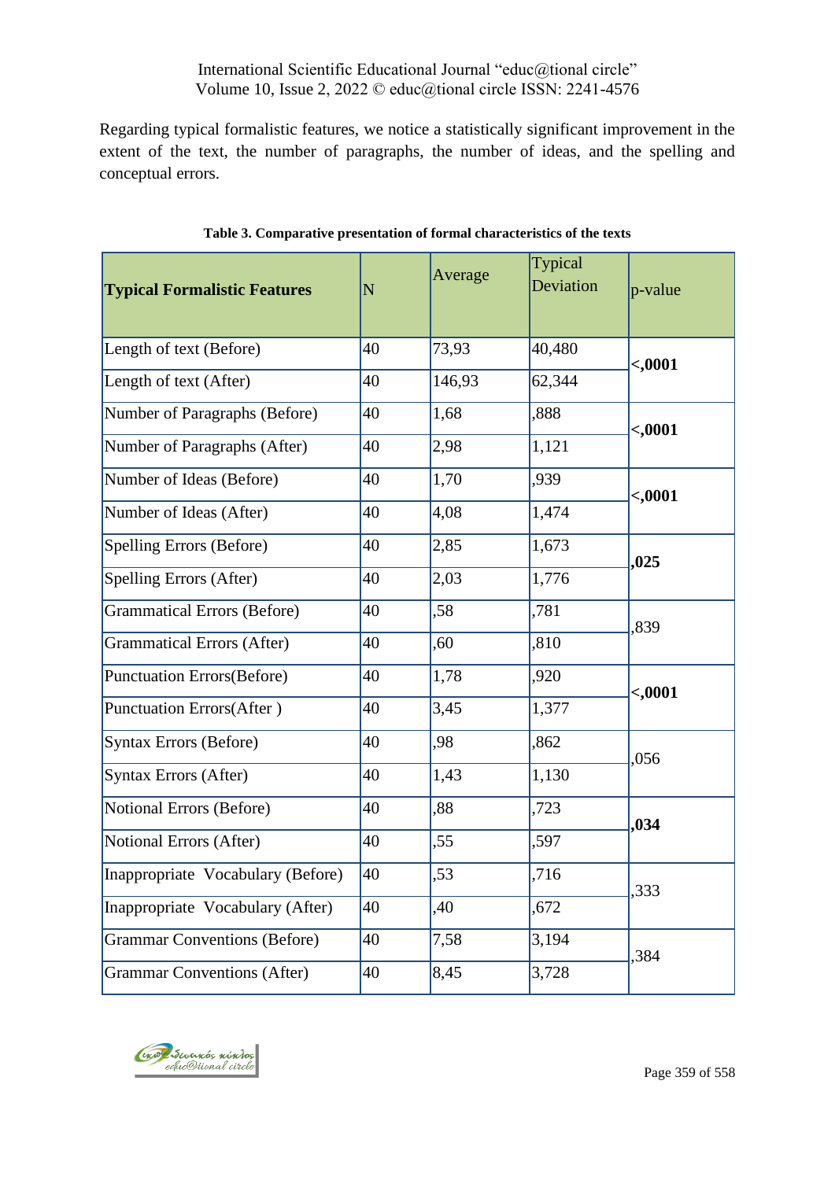Regarding typical formalistic features, we notice a statistically significant improvement in the extent of the text, the number of paragraphs, the number of ideas, and the spelling and conceptual errors.

**Table 3. Comparative presentation of formal characteristics of the texts**

| **Typical Formalistic Features** | N | Average | Typical Deviation | p-value |
|---|---|---|---|---|
| Length of text (Before) | 40 | 73,93 | 40,480 | **<,0001** |
| Length of text (After) | 40 | 146,93 | 62,344 | |
| Number of Paragraphs (Before) | 40 | 1,68 | ,888 | **<,0001** |
| Number of Paragraphs (After) | 40 | 2,98 | 1,121 | |
| Number of Ideas (Before) | 40 | 1,70 | ,939 | **<,0001** |
| Number of Ideas (After) | 40 | 4,08 | 1,474 | |
| Spelling Errors (Before) | 40 | 2,85 | 1,673 | **,025** |
| Spelling Errors (After) | 40 | 2,03 | 1,776 | |
| Grammatical Errors (Before) | 40 | ,58 | ,781 | ,839 |
| Grammatical Errors (After) | 40 | ,60 | ,810 | |
| Punctuation Errors(Before) | 40 | 1,78 | ,920 | **<,0001** |
| Punctuation Errors(After ) | 40 | 3,45 | 1,377 | |
| Syntax Errors (Before) | 40 | ,98 | ,862 | ,056 |
| Syntax Errors (After) | 40 | 1,43 | 1,130 | |
| Notional Errors (Before) | 40 | ,88 | ,723 | **,034** |
| Notional Errors (After) | 40 | ,55 | ,597 | |
| Inappropriate Vocabulary (Before) | 40 | ,53 | ,716 | ,333 |
| Inappropriate Vocabulary (After) | 40 | ,40 | ,672 | |
| Grammar Conventions (Before) | 40 | 7,58 | 3,194 | ,384 |
| Grammar Conventions (After) | 40 | 8,45 | 3,728 | |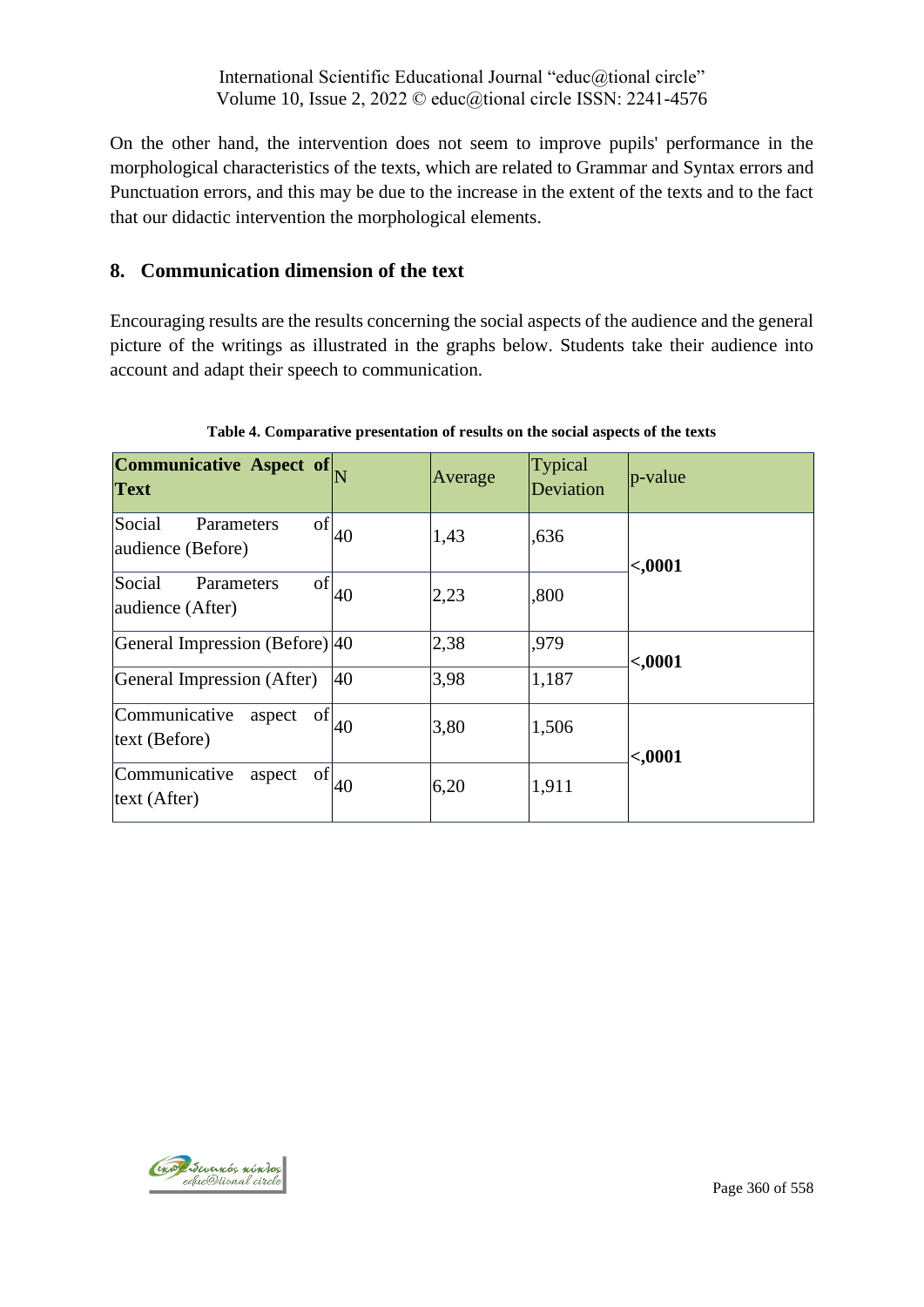On the other hand, the intervention does not seem to improve pupils' performance in the morphological characteristics of the texts, which are related to Grammar and Syntax errors and Punctuation errors, and this may be due to the increase in the extent of the texts and to the fact that our didactic intervention the morphological elements.

## 8. Communication dimension of the text

Encouraging results are the results concerning the social aspects of the audience and the general picture of the writings as illustrated in the graphs below. Students take their audience into account and adapt their speech to communication.

**Table 4. Comparative presentation of results on the social aspects of the texts**

| **Communicative Aspect of Text** | N | Average | Typical Deviation | p-value |
|---|---|---|---|---|
| Social Parameters of audience (Before) | 40 | 1,43 | ,636 | **<,0001** |
| Social Parameters of audience (After) | 40 | 2,23 | ,800 | |
| General Impression (Before) | 40 | 2,38 | ,979 | **<,0001** |
| General Impression (After) | 40 | 3,98 | 1,187 | |
| Communicative aspect of text (Before) | 40 | 3,80 | 1,506 | **<,0001** |
| Communicative aspect of text (After) | 40 | 6,20 | 1,911 | |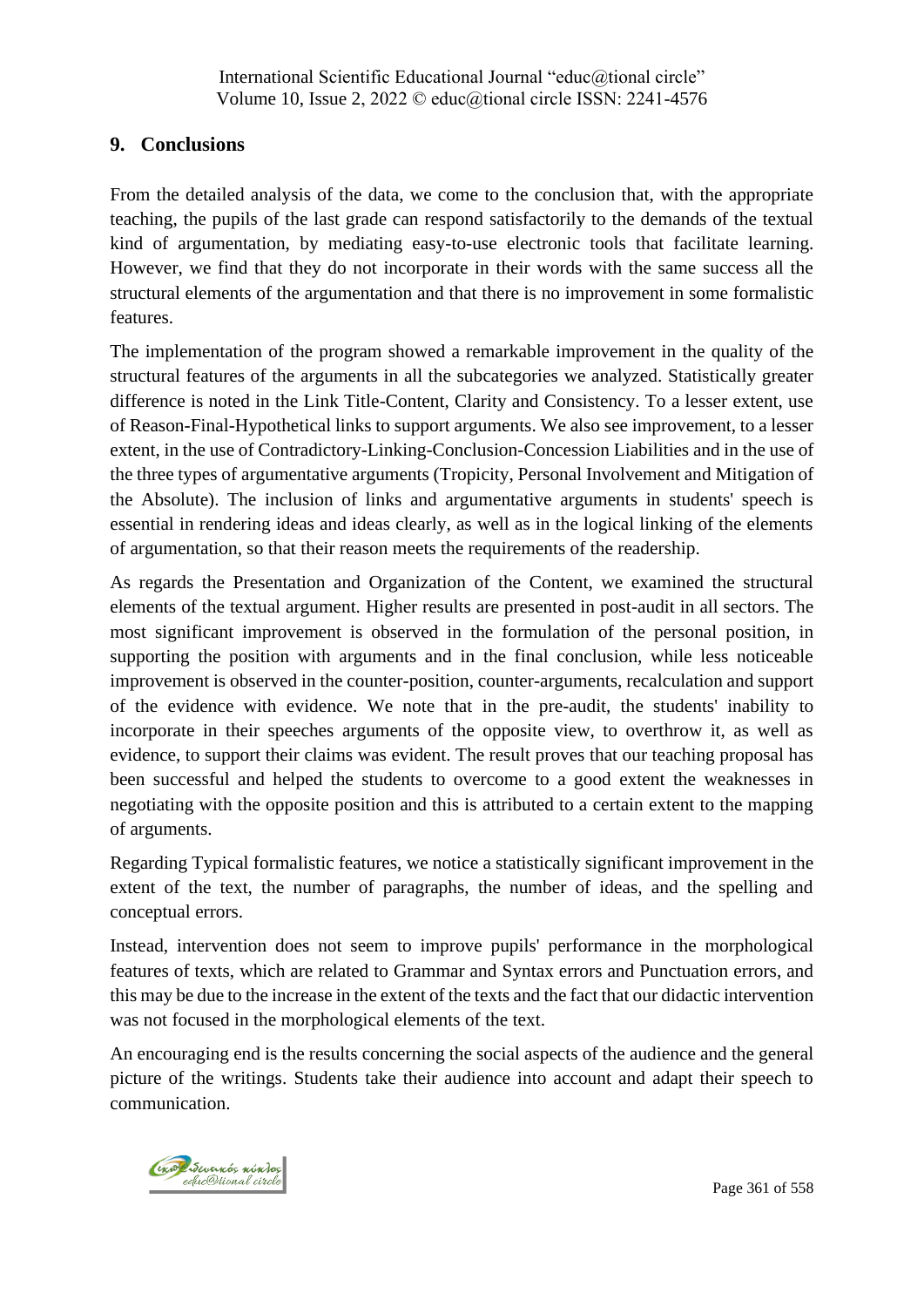## 9. Conclusions

From the detailed analysis of the data, we come to the conclusion that, with the appropriate teaching, the pupils of the last grade can respond satisfactorily to the demands of the textual kind of argumentation, by mediating easy-to-use electronic tools that facilitate learning. However, we find that they do not incorporate in their words with the same success all the structural elements of the argumentation and that there is no improvement in some formalistic features.

The implementation of the program showed a remarkable improvement in the quality of the structural features of the arguments in all the subcategories we analyzed. Statistically greater difference is noted in the Link Title-Content, Clarity and Consistency. To a lesser extent, use of Reason-Final-Hypothetical links to support arguments. We also see improvement, to a lesser extent, in the use of Contradictory-Linking-Conclusion-Concession Liabilities and in the use of the three types of argumentative arguments (Tropicity, Personal Involvement and Mitigation of the Absolute). The inclusion of links and argumentative arguments in students' speech is essential in rendering ideas and ideas clearly, as well as in the logical linking of the elements of argumentation, so that their reason meets the requirements of the readership.

As regards the Presentation and Organization of the Content, we examined the structural elements of the textual argument. Higher results are presented in post-audit in all sectors. The most significant improvement is observed in the formulation of the personal position, in supporting the position with arguments and in the final conclusion, while less noticeable improvement is observed in the counter-position, counter-arguments, recalculation and support of the evidence with evidence. We note that in the pre-audit, the students' inability to incorporate in their speeches arguments of the opposite view, to overthrow it, as well as evidence, to support their claims was evident. The result proves that our teaching proposal has been successful and helped the students to overcome to a good extent the weaknesses in negotiating with the opposite position and this is attributed to a certain extent to the mapping of arguments.

Regarding Typical formalistic features, we notice a statistically significant improvement in the extent of the text, the number of paragraphs, the number of ideas, and the spelling and conceptual errors.

Instead, intervention does not seem to improve pupils' performance in the morphological features of texts, which are related to Grammar and Syntax errors and Punctuation errors, and this may be due to the increase in the extent of the texts and the fact that our didactic intervention was not focused in the morphological elements of the text.

An encouraging end is the results concerning the social aspects of the audience and the general picture of the writings. Students take their audience into account and adapt their speech to communication.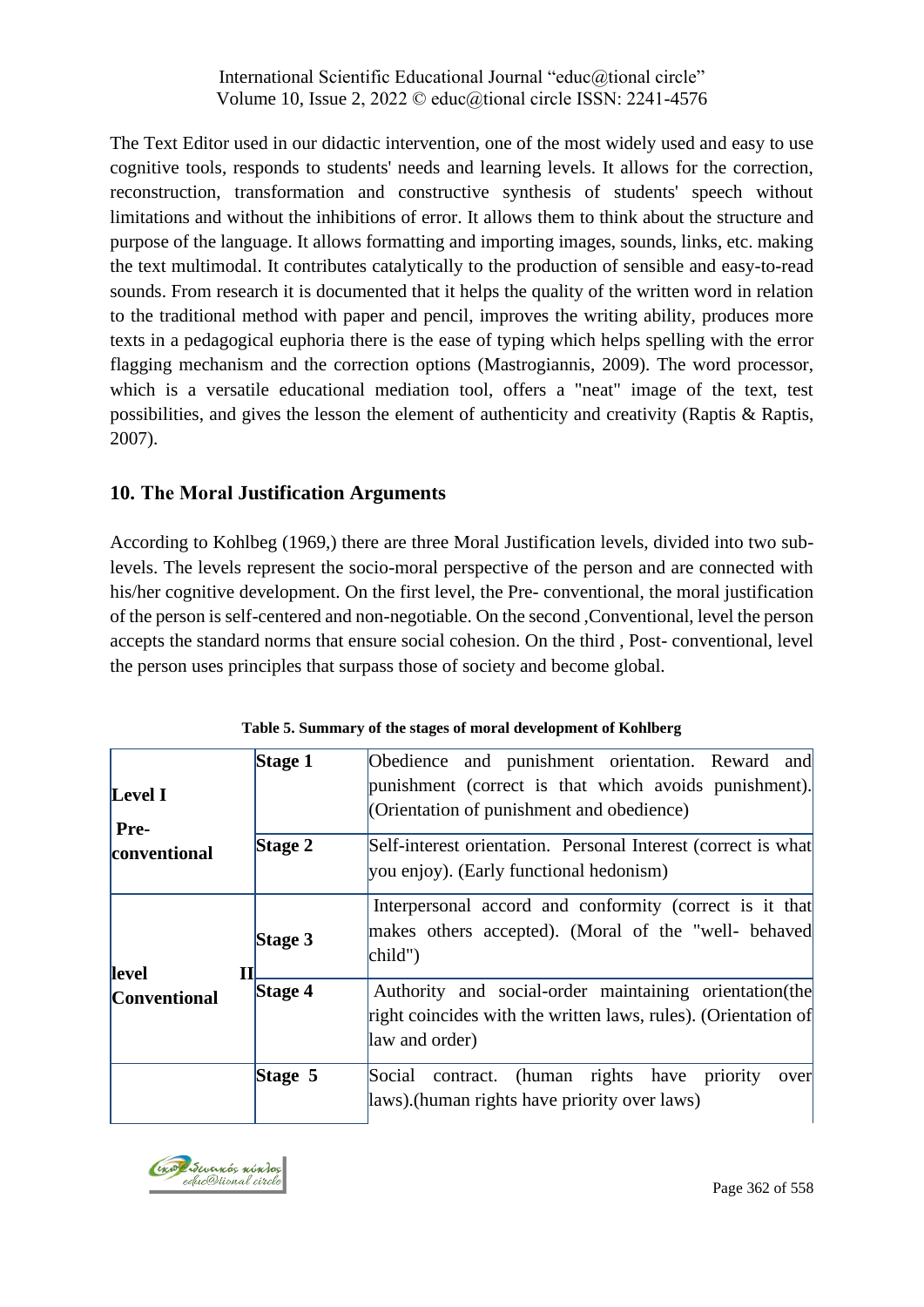The Text Editor used in our didactic intervention, one of the most widely used and easy to use cognitive tools, responds to students' needs and learning levels. It allows for the correction, reconstruction, transformation and constructive synthesis of students' speech without limitations and without the inhibitions of error. It allows them to think about the structure and purpose of the language. It allows formatting and importing images, sounds, links, etc. making the text multimodal. It contributes catalytically to the production of sensible and easy-to-read sounds. From research it is documented that it helps the quality of the written word in relation to the traditional method with paper and pencil, improves the writing ability, produces more texts in a pedagogical euphoria there is the ease of typing which helps spelling with the error flagging mechanism and the correction options (Mastrogiannis, 2009). The word processor, which is a versatile educational mediation tool, offers a "neat" image of the text, test possibilities, and gives the lesson the element of authenticity and creativity (Raptis & Raptis, 2007).

## 10. The Moral Justification Arguments

According to Kohlbeg (1969,) there are three Moral Justification levels, divided into two sub-levels. The levels represent the socio-moral perspective of the person and are connected with his/her cognitive development. On the first level, the Pre- conventional, the moral justification of the person is self-centered and non-negotiable. On the second ,Conventional, level the person accepts the standard norms that ensure social cohesion. On the third , Post- conventional, level the person uses principles that surpass those of society and become global.

**Table 5. Summary of the stages of moral development of Kohlberg**

| | | |
|---|---|---|
| **Level I Pre-conventional** | **Stage 1** | Obedience and punishment orientation. Reward and punishment (correct is that which avoids punishment). (Orientation of punishment and obedience) |
| | **Stage 2** | Self-interest orientation. Personal Interest (correct is what you enjoy). (Early functional hedonism) |
| **level II Conventional** | **Stage 3** | Interpersonal accord and conformity (correct is it that makes others accepted). (Moral of the "well- behaved child") |
| | **Stage 4** | Authority and social-order maintaining orientation(the right coincides with the written laws, rules). (Orientation of law and order) |
| | **Stage 5** | Social contract. (human rights have priority over laws).(human rights have priority over laws) |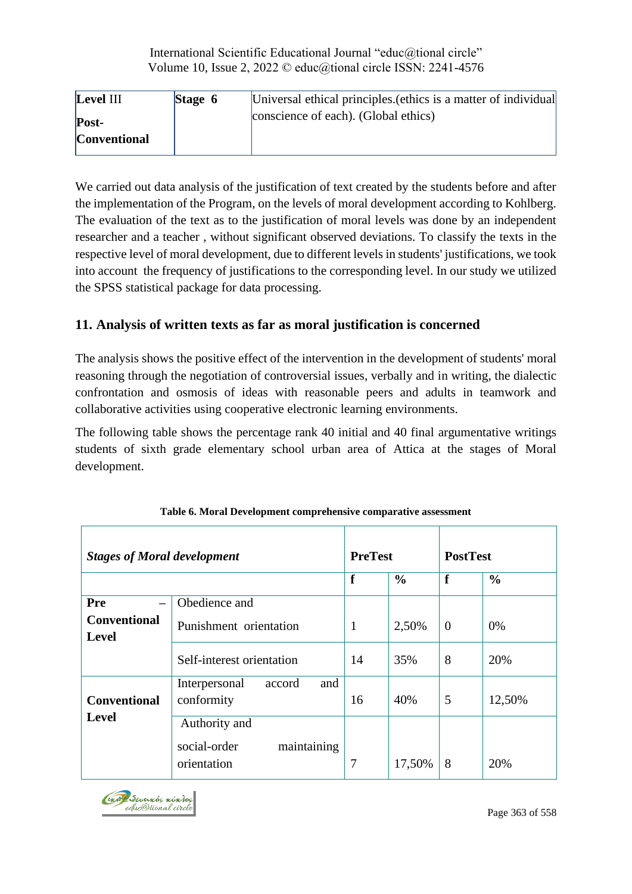| | | |
|---|---|---|
| **Level** III<br>**Post-Conventional** | **Stage 6** | Universal ethical principles.(ethics is a matter of individual conscience of each). (Global ethics) |

We carried out data analysis of the justification of text created by the students before and after the implementation of the Program, on the levels of moral development according to Kohlberg. The evaluation of the text as to the justification of moral levels was done by an independent researcher and a teacher , without significant observed deviations. To classify the texts in the respective level of moral development, due to different levels in students' justifications, we took into account the frequency of justifications to the corresponding level. In our study we utilized the SPSS statistical package for data processing.

## 11. Analysis of written texts as far as moral justification is concerned

The analysis shows the positive effect of the intervention in the development of students' moral reasoning through the negotiation of controversial issues, verbally and in writing, the dialectic confrontation and osmosis of ideas with reasonable peers and adults in teamwork and collaborative activities using cooperative electronic learning environments.

The following table shows the percentage rank 40 initial and 40 final argumentative writings students of sixth grade elementary school urban area of Attica at the stages of Moral development.

**Table 6. Moral Development comprehensive comparative assessment**

| ***Stages of Moral development*** | | **PreTest** | | **PostTest** | |
|---|---|---|---|---|---|
| | | **f** | **%** | **f** | **%** |
| **Pre – Conventional Level** | Obedience and Punishment orientation | 1 | 2,50% | 0 | 0% |
| | Self-interest orientation | 14 | 35% | 8 | 20% |
| **Conventional Level** | Interpersonal accord and conformity | 16 | 40% | 5 | 12,50% |
| | Authority and social-order maintaining orientation | 7 | 17,50% | 8 | 20% |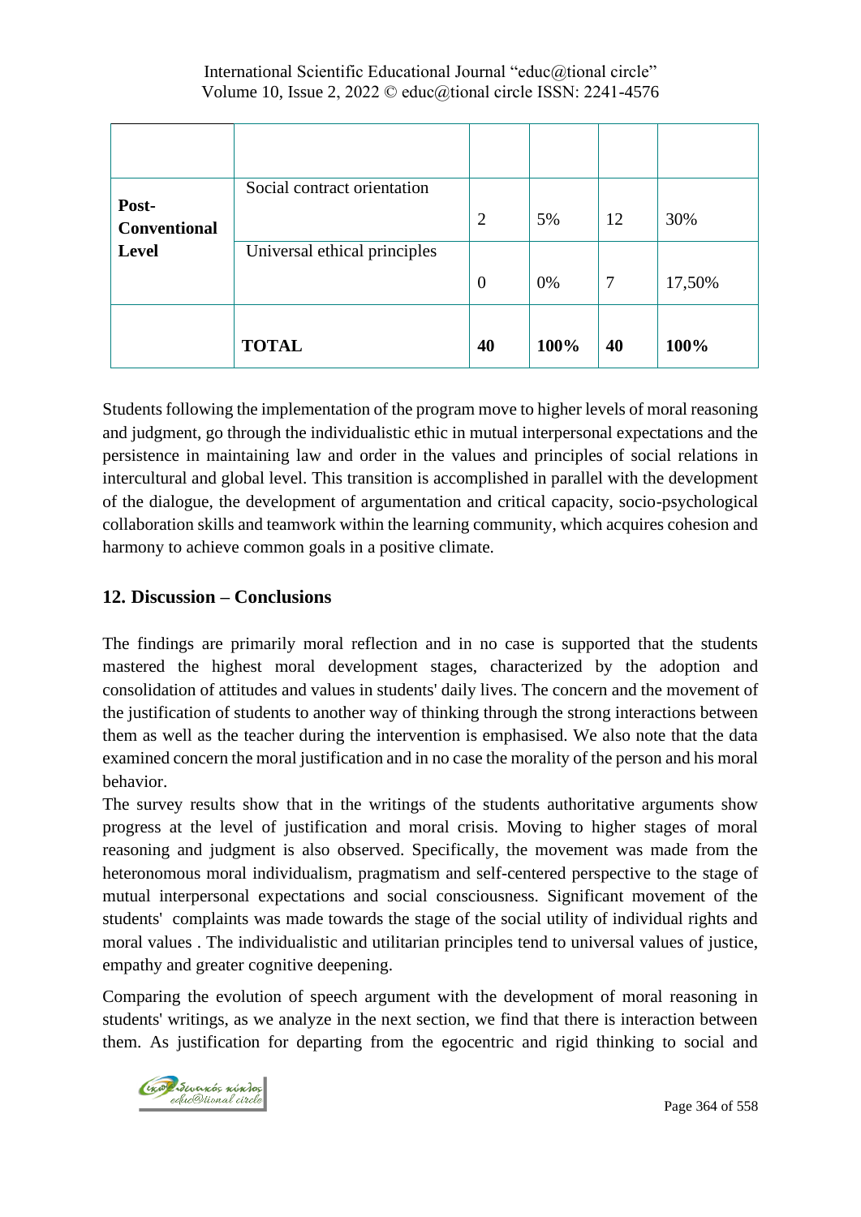| | | | | | |
|---|---|---|---|---|---|
| | | | | | |
| **Post-Conventional Level** | Social contract orientation | 2 | 5% | 12 | 30% |
| | Universal ethical principles | 0 | 0% | 7 | 17,50% |
| | **TOTAL** | **40** | **100%** | **40** | **100%** |

Students following the implementation of the program move to higher levels of moral reasoning and judgment, go through the individualistic ethic in mutual interpersonal expectations and the persistence in maintaining law and order in the values and principles of social relations in intercultural and global level. This transition is accomplished in parallel with the development of the dialogue, the development of argumentation and critical capacity, socio-psychological collaboration skills and teamwork within the learning community, which acquires cohesion and harmony to achieve common goals in a positive climate.

## 12. Discussion – Conclusions

The findings are primarily moral reflection and in no case is supported that the students mastered the highest moral development stages, characterized by the adoption and consolidation of attitudes and values in students' daily lives. The concern and the movement of the justification of students to another way of thinking through the strong interactions between them as well as the teacher during the intervention is emphasised. We also note that the data examined concern the moral justification and in no case the morality of the person and his moral behavior.

The survey results show that in the writings of the students authoritative arguments show progress at the level of justification and moral crisis. Moving to higher stages of moral reasoning and judgment is also observed. Specifically, the movement was made from the heteronomous moral individualism, pragmatism and self-centered perspective to the stage of mutual interpersonal expectations and social consciousness. Significant movement of the students' complaints was made towards the stage of the social utility of individual rights and moral values . The individualistic and utilitarian principles tend to universal values of justice, empathy and greater cognitive deepening.

Comparing the evolution of speech argument with the development of moral reasoning in students' writings, as we analyze in the next section, we find that there is interaction between them. As justification for departing from the egocentric and rigid thinking to social and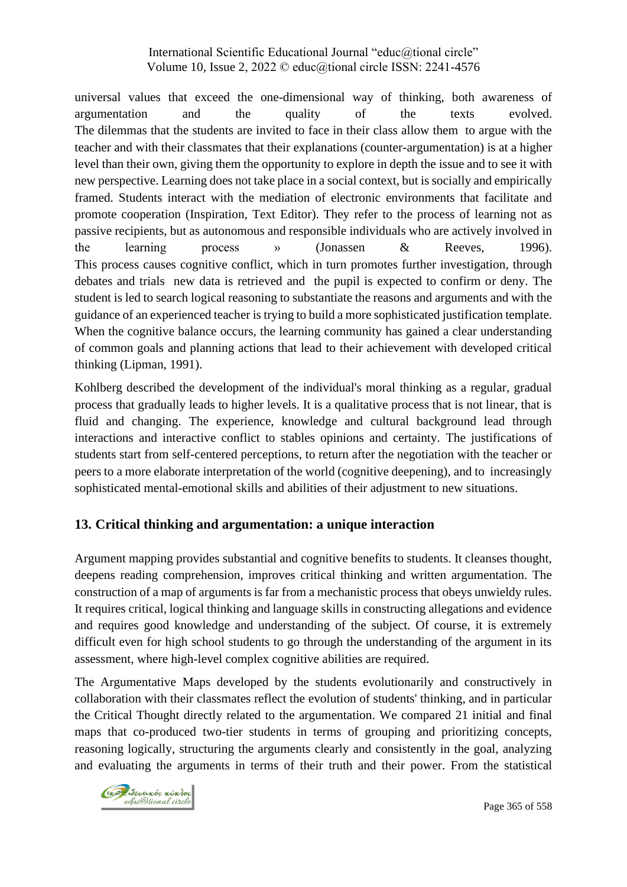universal values that exceed the one-dimensional way of thinking, both awareness of argumentation and the quality of the texts evolved.
The dilemmas that the students are invited to face in their class allow them to argue with the teacher and with their classmates that their explanations (counter-argumentation) is at a higher level than their own, giving them the opportunity to explore in depth the issue and to see it with new perspective. Learning does not take place in a social context, but is socially and empirically framed. Students interact with the mediation of electronic environments that facilitate and promote cooperation (Inspiration, Text Editor). They refer to the process of learning not as passive recipients, but as autonomous and responsible individuals who are actively involved in the learning process » (Jonassen & Reeves, 1996).
This process causes cognitive conflict, which in turn promotes further investigation, through debates and trials new data is retrieved and the pupil is expected to confirm or deny. The student is led to search logical reasoning to substantiate the reasons and arguments and with the guidance of an experienced teacher is trying to build a more sophisticated justification template. When the cognitive balance occurs, the learning community has gained a clear understanding of common goals and planning actions that lead to their achievement with developed critical thinking (Lipman, 1991).

Kohlberg described the development of the individual's moral thinking as a regular, gradual process that gradually leads to higher levels. It is a qualitative process that is not linear, that is fluid and changing. The experience, knowledge and cultural background lead through interactions and interactive conflict to stables opinions and certainty. The justifications of students start from self-centered perceptions, to return after the negotiation with the teacher or peers to a more elaborate interpretation of the world (cognitive deepening), and to increasingly sophisticated mental-emotional skills and abilities of their adjustment to new situations.

## 13. Critical thinking and argumentation: a unique interaction

Argument mapping provides substantial and cognitive benefits to students. It cleanses thought, deepens reading comprehension, improves critical thinking and written argumentation. The construction of a map of arguments is far from a mechanistic process that obeys unwieldy rules. It requires critical, logical thinking and language skills in constructing allegations and evidence and requires good knowledge and understanding of the subject. Of course, it is extremely difficult even for high school students to go through the understanding of the argument in its assessment, where high-level complex cognitive abilities are required.

The Argumentative Maps developed by the students evolutionarily and constructively in collaboration with their classmates reflect the evolution of students' thinking, and in particular the Critical Thought directly related to the argumentation. We compared 21 initial and final maps that co-produced two-tier students in terms of grouping and prioritizing concepts, reasoning logically, structuring the arguments clearly and consistently in the goal, analyzing and evaluating the arguments in terms of their truth and their power. From the statistical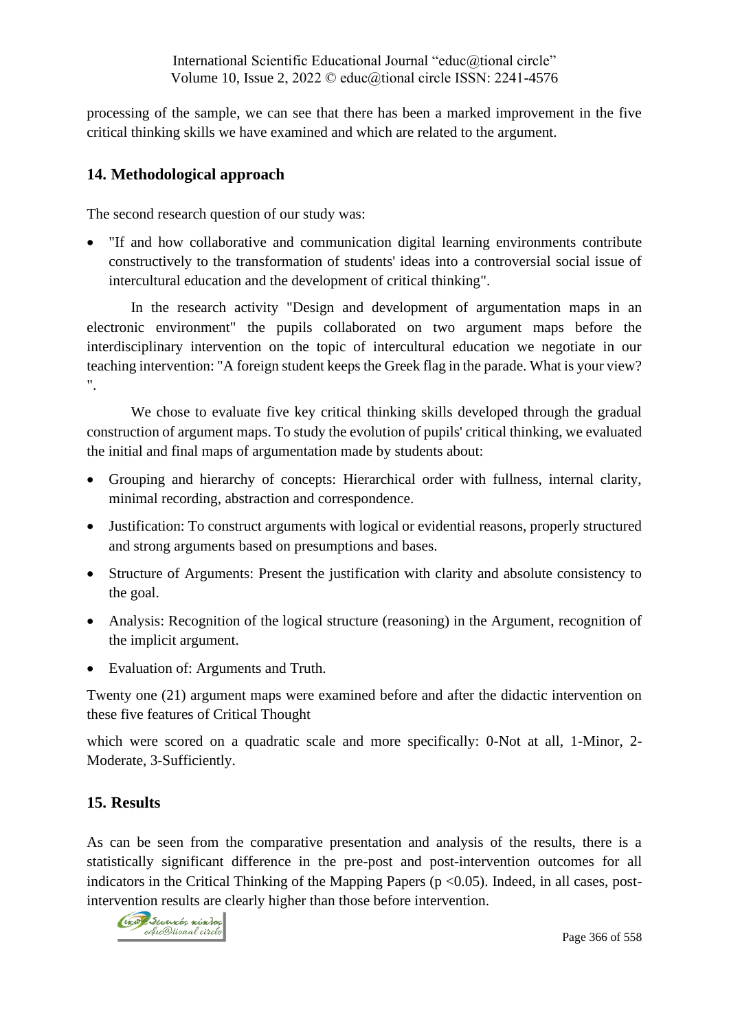processing of the sample, we can see that there has been a marked improvement in the five critical thinking skills we have examined and which are related to the argument.

## 14. Methodological approach

The second research question of our study was:

- "If and how collaborative and communication digital learning environments contribute constructively to the transformation of students' ideas into a controversial social issue of intercultural education and the development of critical thinking".

In the research activity "Design and development of argumentation maps in an electronic environment" the pupils collaborated on two argument maps before the interdisciplinary intervention on the topic of intercultural education we negotiate in our teaching intervention: "A foreign student keeps the Greek flag in the parade. What is your view? ".

We chose to evaluate five key critical thinking skills developed through the gradual construction of argument maps. To study the evolution of pupils' critical thinking, we evaluated the initial and final maps of argumentation made by students about:

- Grouping and hierarchy of concepts: Hierarchical order with fullness, internal clarity, minimal recording, abstraction and correspondence.
- Justification: To construct arguments with logical or evidential reasons, properly structured and strong arguments based on presumptions and bases.
- Structure of Arguments: Present the justification with clarity and absolute consistency to the goal.
- Analysis: Recognition of the logical structure (reasoning) in the Argument, recognition of the implicit argument.
- Evaluation of: Arguments and Truth.

Twenty one (21) argument maps were examined before and after the didactic intervention on these five features of Critical Thought

which were scored on a quadratic scale and more specifically: 0-Not at all, 1-Minor, 2-Moderate, 3-Sufficiently.

## 15. Results

As can be seen from the comparative presentation and analysis of the results, there is a statistically significant difference in the pre-post and post-intervention outcomes for all indicators in the Critical Thinking of the Mapping Papers ($p < 0.05$). Indeed, in all cases, post-intervention results are clearly higher than those before intervention.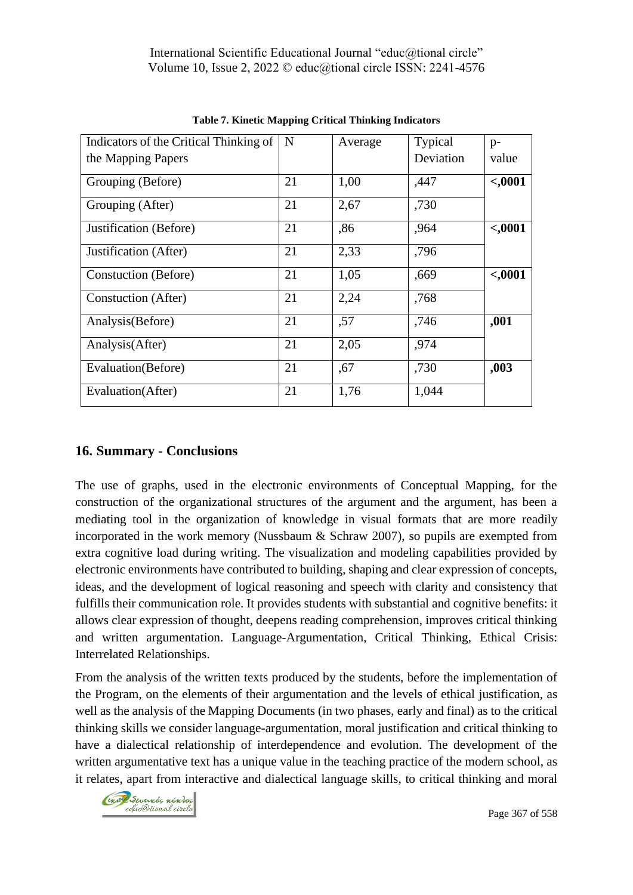**Table 7. Kinetic Mapping Critical Thinking Indicators**

| Indicators of the Critical Thinking of the Mapping Papers | N | Average | Typical Deviation | p-value |
|---|---|---|---|---|
| Grouping (Before) | 21 | 1,00 | ,447 | **<,0001** |
| Grouping (After) | 21 | 2,67 | ,730 | |
| Justification (Before) | 21 | ,86 | ,964 | **<,0001** |
| Justification (After) | 21 | 2,33 | ,796 | |
| Constuction (Before) | 21 | 1,05 | ,669 | **<,0001** |
| Constuction (After) | 21 | 2,24 | ,768 | |
| Analysis(Before) | 21 | ,57 | ,746 | **,001** |
| Analysis(After) | 21 | 2,05 | ,974 | |
| Evaluation(Before) | 21 | ,67 | ,730 | **,003** |
| Evaluation(After) | 21 | 1,76 | 1,044 | |

## 16. Summary - Conclusions

The use of graphs, used in the electronic environments of Conceptual Mapping, for the construction of the organizational structures of the argument and the argument, has been a mediating tool in the organization of knowledge in visual formats that are more readily incorporated in the work memory (Nussbaum & Schraw 2007), so pupils are exempted from extra cognitive load during writing. The visualization and modeling capabilities provided by electronic environments have contributed to building, shaping and clear expression of concepts, ideas, and the development of logical reasoning and speech with clarity and consistency that fulfills their communication role. It provides students with substantial and cognitive benefits: it allows clear expression of thought, deepens reading comprehension, improves critical thinking and written argumentation. Language-Argumentation, Critical Thinking, Ethical Crisis: Interrelated Relationships.

From the analysis of the written texts produced by the students, before the implementation of the Program, on the elements of their argumentation and the levels of ethical justification, as well as the analysis of the Mapping Documents (in two phases, early and final) as to the critical thinking skills we consider language-argumentation, moral justification and critical thinking to have a dialectical relationship of interdependence and evolution. The development of the written argumentative text has a unique value in the teaching practice of the modern school, as it relates, apart from interactive and dialectical language skills, to critical thinking and moral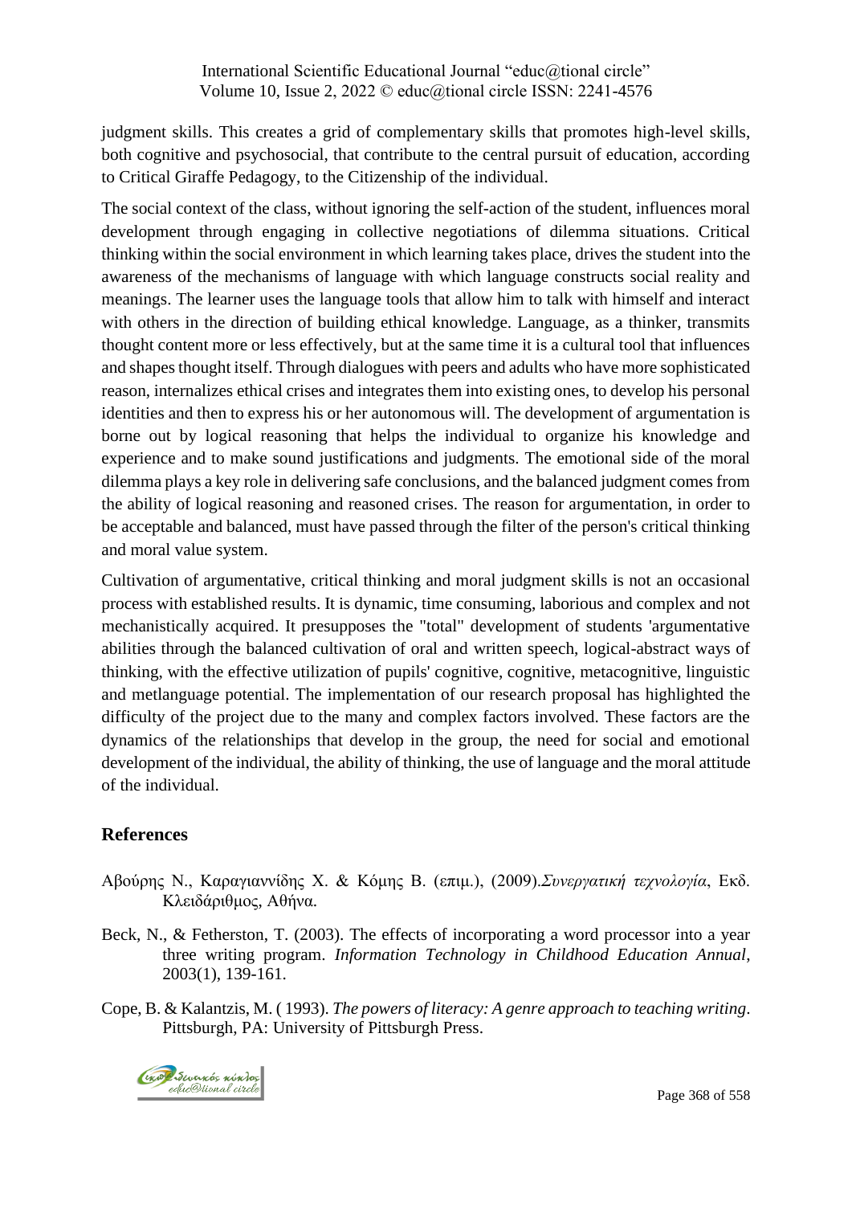judgment skills. This creates a grid of complementary skills that promotes high-level skills, both cognitive and psychosocial, that contribute to the central pursuit of education, according to Critical Giraffe Pedagogy, to the Citizenship of the individual.

The social context of the class, without ignoring the self-action of the student, influences moral development through engaging in collective negotiations of dilemma situations. Critical thinking within the social environment in which learning takes place, drives the student into the awareness of the mechanisms of language with which language constructs social reality and meanings. The learner uses the language tools that allow him to talk with himself and interact with others in the direction of building ethical knowledge. Language, as a thinker, transmits thought content more or less effectively, but at the same time it is a cultural tool that influences and shapes thought itself. Through dialogues with peers and adults who have more sophisticated reason, internalizes ethical crises and integrates them into existing ones, to develop his personal identities and then to express his or her autonomous will. The development of argumentation is borne out by logical reasoning that helps the individual to organize his knowledge and experience and to make sound justifications and judgments. The emotional side of the moral dilemma plays a key role in delivering safe conclusions, and the balanced judgment comes from the ability of logical reasoning and reasoned crises. The reason for argumentation, in order to be acceptable and balanced, must have passed through the filter of the person's critical thinking and moral value system.

Cultivation of argumentative, critical thinking and moral judgment skills is not an occasional process with established results. It is dynamic, time consuming, laborious and complex and not mechanistically acquired. It presupposes the "total" development of students 'argumentative abilities through the balanced cultivation of oral and written speech, logical-abstract ways of thinking, with the effective utilization of pupils' cognitive, cognitive, metacognitive, linguistic and metlanguage potential. The implementation of our research proposal has highlighted the difficulty of the project due to the many and complex factors involved. These factors are the dynamics of the relationships that develop in the group, the need for social and emotional development of the individual, the ability of thinking, the use of language and the moral attitude of the individual.

## References

Αβούρης Ν., Καραγιαννίδης Χ. & Κόμης Β. (επιμ.), (2009).*Συνεργατική τεχνολογία*, Εκδ. Κλειδάριθμος, Αθήνα.

Beck, N., & Fetherston, T. (2003). The effects of incorporating a word processor into a year three writing program. *Information Technology in Childhood Education Annual*, 2003(1), 139-161.

Cope, B. & Kalantzis, M. ( 1993). *The powers of literacy: A genre approach to teaching writing*. Pittsburgh, PA: University of Pittsburgh Press.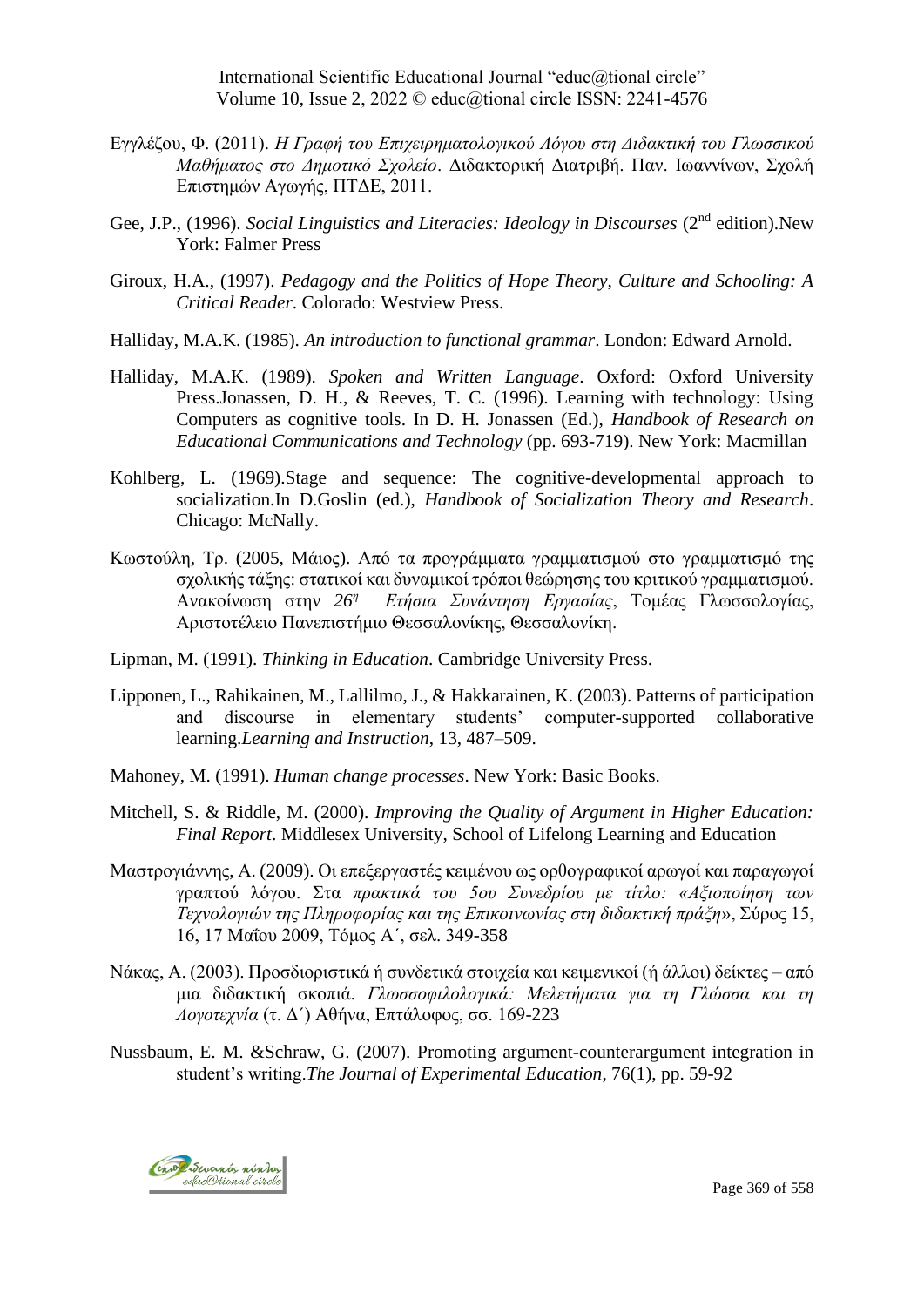Εγγλέζου, Φ. (2011). *Η Γραφή του Επιχειρηματολογικού Λόγου στη Διδακτική του Γλωσσικού Μαθήματος στο Δημοτικό Σχολείο*. Διδακτορική Διατριβή. Παν. Ιωαννίνων, Σχολή Επιστημών Αγωγής, ΠΤΔΕ, 2011.

Gee, J.P., (1996). *Social Linguistics and Literacies: Ideology in Discourses* (2nd edition).New York: Falmer Press

Giroux, H.A., (1997). *Pedagogy and the Politics of Hope Theory, Culture and Schooling: A Critical Reader*. Colorado: Westview Press.

Halliday, M.A.K. (1985). *An introduction to functional grammar*. London: Edward Arnold.

Halliday, M.A.K. (1989). *Spoken and Written Language*. Oxford: Oxford University Press.Jonassen, D. H., & Reeves, T. C. (1996). Learning with technology: Using Computers as cognitive tools. In D. H. Jonassen (Ed.), *Handbook of Research on Educational Communications and Technology* (pp. 693-719). New York: Macmillan

Kohlberg, L. (1969).Stage and sequence: The cognitive-developmental approach to socialization.In D.Goslin (ed.), *Handbook of Socialization Theory and Research*. Chicago: McNally.

Κωστούλη, Τρ. (2005, Μάιος). Από τα προγράμματα γραμματισμού στο γραμματισμό της σχολικής τάξης: στατικοί και δυναμικοί τρόποι θεώρησης του κριτικού γραμματισμού. Ανακοίνωση στην *26η Ετήσια Συνάντηση Εργασίας*, Τομέας Γλωσσολογίας, Αριστοτέλειο Πανεπιστήμιο Θεσσαλονίκης, Θεσσαλονίκη.

Lipman, M. (1991). *Thinking in Education*. Cambridge University Press.

Lipponen, L., Rahikainen, M., Lallilmo, J., & Hakkarainen, K. (2003). Patterns of participation and discourse in elementary students' computer-supported collaborative learning.*Learning and Instruction*, 13, 487–509.

Mahoney, M. (1991). *Human change processes*. New York: Basic Books.

Mitchell, S. & Riddle, M. (2000). *Improving the Quality of Argument in Higher Education: Final Report*. Middlesex University, School of Lifelong Learning and Education

Μαστρογιάννης, Α. (2009). Οι επεξεργαστές κειμένου ως ορθογραφικοί αρωγοί και παραγωγοί γραπτού λόγου. Στα *πρακτικά του 5ου Συνεδρίου με τίτλο: «Αξιοποίηση των Τεχνολογιών της Πληροφορίας και της Επικοινωνίας στη διδακτική πράξη»*, Σύρος 15, 16, 17 Μαΐου 2009, Τόμος Α΄, σελ. 349-358

Νάκας, Α. (2003). Προσδιοριστικά ή συνδετικά στοιχεία και κειμενικοί (ή άλλοι) δείκτες – από μια διδακτική σκοπιά. *Γλωσσοφιλολογικά: Μελετήματα για τη Γλώσσα και τη Λογοτεχνία* (τ. Δ΄) Αθήνα, Επτάλοφος, σσ. 169-223

Nussbaum, E. M. &Schraw, G. (2007). Promoting argument-counterargument integration in student's writing.*The Journal of Experimental Education*, 76(1), pp. 59-92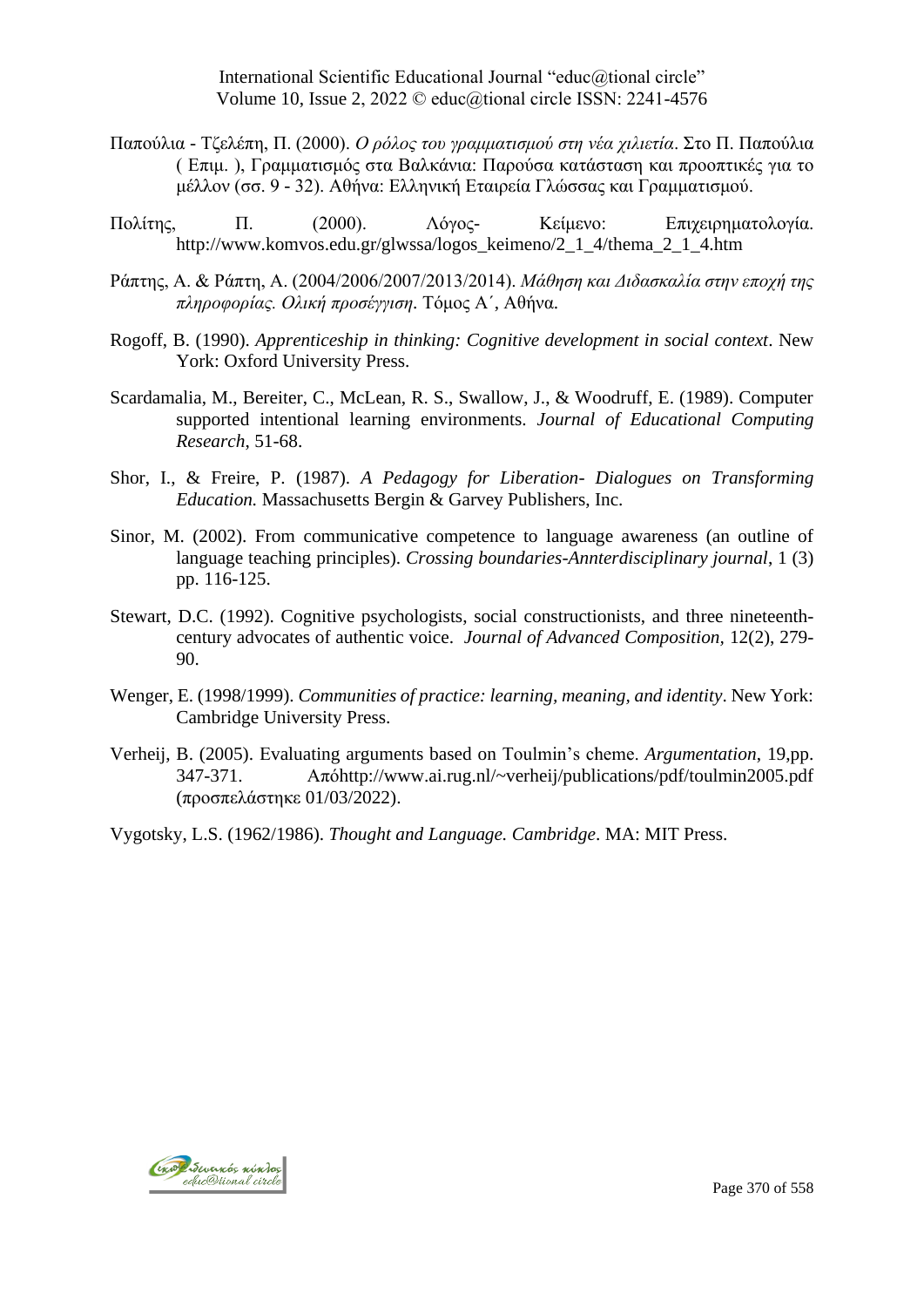Παπούλια - Τζελέπη, Π. (2000). *Ο ρόλος του γραμματισμού στη νέα χιλιετία*. Στο Π. Παπούλια ( Επιμ. ), Γραμματισμός στα Βαλκάνια: Παρούσα κατάσταση και προοπτικές για το μέλλον (σσ. 9 - 32). Αθήνα: Ελληνική Εταιρεία Γλώσσας και Γραμματισμού.

Πολίτης, Π. (2000). Λόγος- Κείμενο: Επιχειρηματολογία. http://www.komvos.edu.gr/glwssa/logos_keimeno/2_1_4/thema_2_1_4.htm

Ράπτης, Α. & Ράπτη, Α. (2004/2006/2007/2013/2014). *Μάθηση και Διδασκαλία στην εποχή της πληροφορίας. Ολική προσέγγιση*. Τόμος Α΄, Αθήνα.

Rogoff, B. (1990). *Apprenticeship in thinking: Cognitive development in social context*. New York: Oxford University Press.

Scardamalia, M., Bereiter, C., McLean, R. S., Swallow, J., & Woodruff, E. (1989). Computer supported intentional learning environments. *Journal of Educational Computing Research*, 51-68.

Shor, I., & Freire, P. (1987). *A Pedagogy for Liberation- Dialogues on Transforming Education.* Massachusetts Bergin & Garvey Publishers, Inc.

Sinor, M. (2002). From communicative competence to language awareness (an outline of language teaching principles). *Crossing boundaries-Annterdisciplinary journal*, 1 (3) pp. 116-125.

Stewart, D.C. (1992). Cognitive psychologists, social constructionists, and three nineteenth-century advocates of authentic voice. *Journal of Advanced Composition*, 12(2), 279-90.

Wenger, E. (1998/1999). *Communities of practice: learning, meaning, and identity*. New York: Cambridge University Press.

Verheij, B. (2005). Evaluating arguments based on Toulmin's cheme. *Argumentation*, 19,pp. 347-371. Απόhttp://www.ai.rug.nl/~verheij/publications/pdf/toulmin2005.pdf (προσπελάστηκε 01/03/2022).

Vygotsky, L.S. (1962/1986). *Thought and Language. Cambridge*. MA: MIT Press.